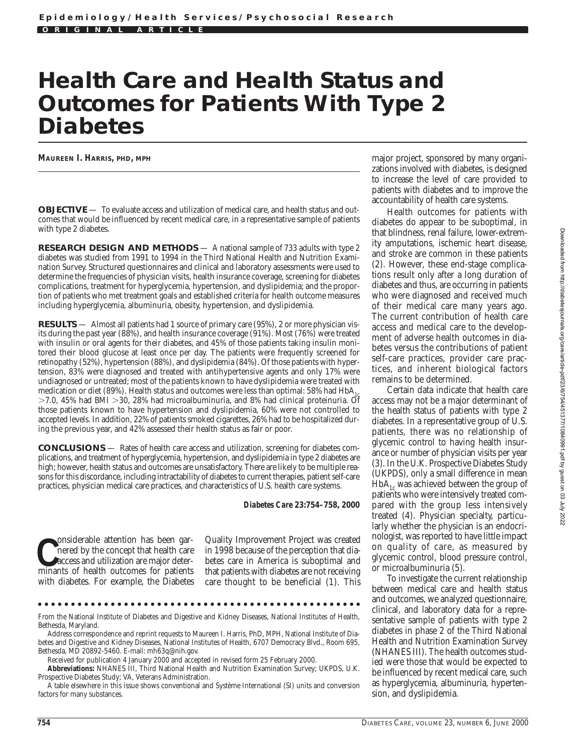**Epidemiology/Health Services/Psychosocial Research**

**ORIGINAL ARTICLE**

# Health Care and Health Status and Outcomes for Patients With Type 2 Diabetes

**MAUREEN I. HARRIS, PHD, MPH**

**OBJECTIVE** — To evaluate access and utilization of medical care, and health status and outcomes that would be influenced by recent medical care, in a representative sample of patients with type 2 diabetes.

**RESEARCH DESIGN AND METHODS** — A national sample of 733 adults with type 2 diabetes was studied from 1991 to 1994 in the Third National Health and Nutrition Examination Survey. Structured questionnaires and clinical and laboratory assessments were used to determine the frequencies of physician visits, health insurance coverage, screening for diabetes complications, treatment for hyperglycemia, hypertension, and dyslipidemia; and the proportion of patients who met treatment goals and established criteria for health outcome measures including hyperglycemia, albuminuria, obesity, hypertension, and dyslipidemia.

**RESULTS** — Almost all patients had 1 source of primary care (95%), 2 or more physician visits during the past year (88%), and health insurance coverage (91%). Most (76%) were treated with insulin or oral agents for their diabetes, and 45% of those patients taking insulin monitored their blood glucose at least once per day. The patients were frequently screened for retinopathy (52%), hypertension (88%), and dyslipidemia (84%). Of those patients with hypertension, 83% were diagnosed and treated with antihypertensive agents and only 17% were undiagnosed or untreated; most of the patients known to have dyslipidemia were treated with medication or diet (89%). Health status and outcomes were less than optimal: 58% had $HbA_{1c}$ >7.0, 45% had BMI >30, 28% had microalbuminuria, and 8% had clinical proteinuria. Of those patients known to have hypertension and dyslipidemia, 60% were not controlled to accepted levels. In addition, 22% of patients smoked cigarettes, 26% had to be hospitalized during the previous year, and 42% assessed their health status as fair or poor.

**CONCLUSIONS** — Rates of health care access and utilization, screening for diabetes complications, and treatment of hyperglycemia, hypertension, and dyslipidemia in type 2 diabetes are high; however, health status and outcomes are unsatisfactory. There are likely to be multiple reasons for this discordance, including intractability of diabetes to current therapies, patient self-care practices, physician medical care practices, and characteristics of U.S. health care systems.

***Diabetes Care* 23:754–758, 2000**

Considerable attention has been garnered by the concept that health care access and utilization are major determinants of health outcomes for patients with diabetes. For example, the Diabetes Quality Improvement Project was created in 1998 because of the perception that diabetes care in America is suboptimal and that patients with diabetes are not receiving care thought to be beneficial (1). This major project, sponsored by many organizations involved with diabetes, is designed to increase the level of care provided to patients with diabetes and to improve the accountability of health care systems.

Health outcomes for patients with diabetes do appear to be suboptimal, in that blindness, renal failure, lower-extremity amputations, ischemic heart disease, and stroke are common in these patients (2). However, these end-stage complications result only after a long duration of diabetes and thus, are occurring in patients who were diagnosed and received much of their medical care many years ago. The current contribution of health care access and medical care to the development of adverse health outcomes in diabetes versus the contributions of patient self-care practices, provider care practices, and inherent biological factors remains to be determined.

Certain data indicate that health care access may not be a major determinant of the health status of patients with type 2 diabetes. In a representative group of U.S. patients, there was no relationship of glycemic control to having health insurance or number of physician visits per year (3). In the U.K. Prospective Diabetes Study (UKPDS), only a small difference in mean $HbA_{1c}$ was achieved between the group of patients who were intensively treated compared with the group less intensively treated (4). Physician specialty, particularly whether the physician is an endocrinologist, was reported to have little impact on quality of care, as measured by glycemic control, blood pressure control, or microalbuminuria (5).

To investigate the current relationship between medical care and health status and outcomes, we analyzed questionnaire, clinical, and laboratory data for a representative sample of patients with type 2 diabetes in phase 2 of the Third National Health and Nutrition Examination Survey (NHANES III). The health outcomes studied were those that would be expected to be influenced by recent medical care, such as hyperglycemia, albuminuria, hypertension, and dyslipidemia.

From the National Institute of Diabetes and Digestive and Kidney Diseases, National Institutes of Health, Bethesda, Maryland.

Address correspondence and reprint requests to Maureen I. Harris, PhD, MPH, National Institute of Diabetes and Digestive and Kidney Diseases, National Institutes of Health, 6707 Democracy Blvd., Room 695, Bethesda, MD 20892-5460. E-mail: mh63q@nih.gov.

Received for publication 4 January 2000 and accepted in revised form 25 February 2000.

**Abbreviations:** NHANES III, Third National Health and Nutrition Examination Survey; UKPDS, U.K. Prospective Diabetes Study; VA, Veterans Administration.

A table elsewhere in this issue shows conventional and Système International (SI) units and conversion factors for many substances.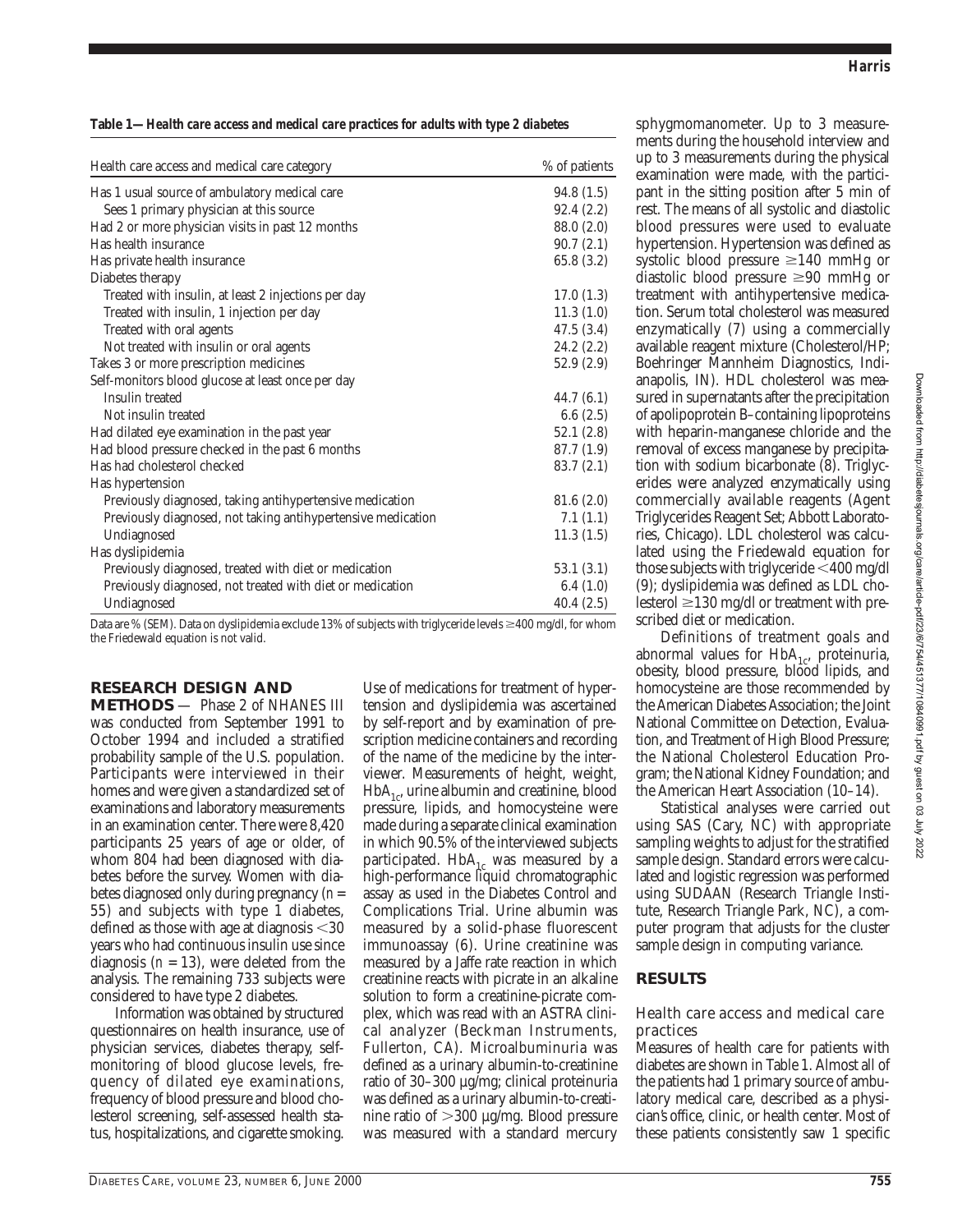**Table 1—Health care access and medical care practices for adults with type 2 diabetes**

| Health care access and medical care category | % of patients |
|---|---|
| Has 1 usual source of ambulatory medical care | 94.8 (1.5) |
| Sees 1 primary physician at this source | 92.4 (2.2) |
| Had 2 or more physician visits in past 12 months | 88.0 (2.0) |
| Has health insurance | 90.7 (2.1) |
| Has private health insurance | 65.8 (3.2) |
| Diabetes therapy | |
| Treated with insulin, at least 2 injections per day | 17.0 (1.3) |
| Treated with insulin, 1 injection per day | 11.3 (1.0) |
| Treated with oral agents | 47.5 (3.4) |
| Not treated with insulin or oral agents | 24.2 (2.2) |
| Takes 3 or more prescription medicines | 52.9 (2.9) |
| Self-monitors blood glucose at least once per day | |
| Insulin treated | 44.7 (6.1) |
| Not insulin treated | 6.6 (2.5) |
| Had dilated eye examination in the past year | 52.1 (2.8) |
| Had blood pressure checked in the past 6 months | 87.7 (1.9) |
| Has had cholesterol checked | 83.7 (2.1) |
| Has hypertension | |
| Previously diagnosed, taking antihypertensive medication | 81.6 (2.0) |
| Previously diagnosed, not taking antihypertensive medication | 7.1 (1.1) |
| Undiagnosed | 11.3 (1.5) |
| Has dyslipidemia | |
| Previously diagnosed, treated with diet or medication | 53.1 (3.1) |
| Previously diagnosed, not treated with diet or medication | 6.4 (1.0) |
| Undiagnosed | 40.4 (2.5) |

Data are % (SEM). Data on dyslipidemia exclude 13% of subjects with triglyceride levels ≥400 mg/dl, for whom the Friedewald equation is not valid.

## RESEARCH DESIGN AND METHODS

Phase 2 of NHANES III was conducted from September 1991 to October 1994 and included a stratified probability sample of the U.S. population. Participants were interviewed in their homes and were given a standardized set of examinations and laboratory measurements in an examination center. There were 8,420 participants 25 years of age or older, of whom 804 had been diagnosed with diabetes before the survey. Women with diabetes diagnosed only during pregnancy ($n$ = 55) and subjects with type 1 diabetes, defined as those with age at diagnosis <30 years who had continuous insulin use since diagnosis ($n$ = 13), were deleted from the analysis. The remaining 733 subjects were considered to have type 2 diabetes.

Information was obtained by structured questionnaires on health insurance, use of physician services, diabetes therapy, self-monitoring of blood glucose levels, frequency of dilated eye examinations, frequency of blood pressure and blood cholesterol screening, self-assessed health status, hospitalizations, and cigarette smoking. Use of medications for treatment of hypertension and dyslipidemia was ascertained by self-report and by examination of prescription medicine containers and recording of the name of the medicine by the interviewer. Measurements of height, weight, $HbA_{1c}$, urine albumin and creatinine, blood pressure, lipids, and homocysteine were made during a separate clinical examination in which 90.5% of the interviewed subjects participated. $HbA_{1c}$ was measured by a high-performance liquid chromatographic assay as used in the Diabetes Control and Complications Trial. Urine albumin was measured by a solid-phase fluorescent immunoassay (6). Urine creatinine was measured by a Jaffe rate reaction in which creatinine reacts with picrate in an alkaline solution to form a creatinine-picrate complex, which was read with an ASTRA clinical analyzer (Beckman Instruments, Fullerton, CA). Microalbuminuria was defined as a urinary albumin-to-creatinine ratio of 30–300 µg/mg; clinical proteinuria was defined as a urinary albumin-to-creatinine ratio of >300 µg/mg. Blood pressure was measured with a standard mercury sphygmomanometer. Up to 3 measurements during the household interview and up to 3 measurements during the physical examination were made, with the participant in the sitting position after 5 min of rest. The means of all systolic and diastolic blood pressures were used to evaluate hypertension. Hypertension was defined as systolic blood pressure ≥140 mmHg or diastolic blood pressure ≥90 mmHg or treatment with antihypertensive medication. Serum total cholesterol was measured enzymatically (7) using a commercially available reagent mixture (Cholesterol/HP; Boehringer Mannheim Diagnostics, Indianapolis, IN). HDL cholesterol was measured in supernatants after the precipitation of apolipoprotein B–containing lipoproteins with heparin-manganese chloride and the removal of excess manganese by precipitation with sodium bicarbonate (8). Triglycerides were analyzed enzymatically using commercially available reagents (Agent Triglycerides Reagent Set; Abbott Laboratories, Chicago). LDL cholesterol was calculated using the Friedewald equation for those subjects with triglyceride <400 mg/dl (9); dyslipidemia was defined as LDL cholesterol ≥130 mg/dl or treatment with prescribed diet or medication.

Definitions of treatment goals and abnormal values for $HbA_{1c}$, proteinuria, obesity, blood pressure, blood lipids, and homocysteine are those recommended by the American Diabetes Association; the Joint National Committee on Detection, Evaluation, and Treatment of High Blood Pressure; the National Cholesterol Education Program; the National Kidney Foundation; and the American Heart Association (10–14).

Statistical analyses were carried out using SAS (Cary, NC) with appropriate sampling weights to adjust for the stratified sample design. Standard errors were calculated and logistic regression was performed using SUDAAN (Research Triangle Institute, Research Triangle Park, NC), a computer program that adjusts for the cluster sample design in computing variance.

## RESULTS

### Health care access and medical care practices

Measures of health care for patients with diabetes are shown in Table 1. Almost all of the patients had 1 primary source of ambulatory medical care, described as a physician's office, clinic, or health center. Most of these patients consistently saw 1 specific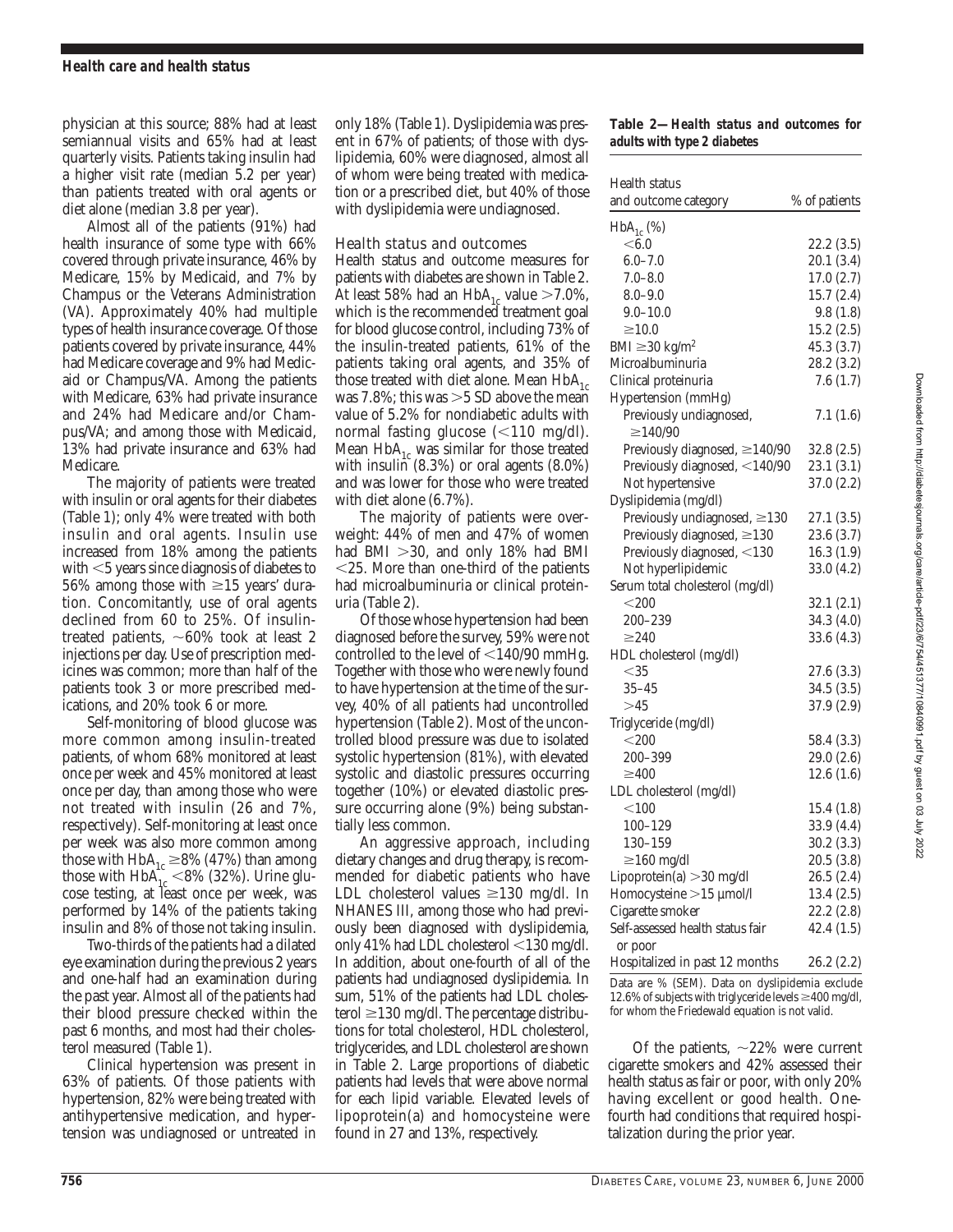physician at this source; 88% had at least semiannual visits and 65% had at least quarterly visits. Patients taking insulin had a higher visit rate (median 5.2 per year) than patients treated with oral agents or diet alone (median 3.8 per year).

Almost all of the patients (91%) had health insurance of some type with 66% covered through private insurance, 46% by Medicare, 15% by Medicaid, and 7% by Champus or the Veterans Administration (VA). Approximately 40% had multiple types of health insurance coverage. Of those patients covered by private insurance, 44% had Medicare coverage and 9% had Medicaid or Champus/VA. Among the patients with Medicare, 63% had private insurance and 24% had Medicare and/or Champus/VA; and among those with Medicaid, 13% had private insurance and 63% had Medicare.

The majority of patients were treated with insulin or oral agents for their diabetes (Table 1); only 4% were treated with both insulin and oral agents. Insulin use increased from 18% among the patients with <5 years since diagnosis of diabetes to 56% among those with ≥15 years' duration. Concomitantly, use of oral agents declined from 60 to 25%. Of insulin-treated patients, ~60% took at least 2 injections per day. Use of prescription medicines was common; more than half of the patients took 3 or more prescribed medications, and 20% took 6 or more.

Self-monitoring of blood glucose was more common among insulin-treated patients, of whom 68% monitored at least once per week and 45% monitored at least once per day, than among those who were not treated with insulin (26 and 7%, respectively). Self-monitoring at least once per week was also more common among those with $HbA_{1c}$ ≥8% (47%) than among those with $HbA_{1c}$ <8% (32%). Urine glucose testing, at least once per week, was performed by 14% of the patients taking insulin and 8% of those not taking insulin.

Two-thirds of the patients had a dilated eye examination during the previous 2 years and one-half had an examination during the past year. Almost all of the patients had their blood pressure checked within the past 6 months, and most had their cholesterol measured (Table 1).

Clinical hypertension was present in 63% of patients. Of those patients with hypertension, 82% were being treated with antihypertensive medication, and hypertension was undiagnosed or untreated in only 18% (Table 1). Dyslipidemia was present in 67% of patients; of those with dyslipidemia, 60% were diagnosed, almost all of whom were being treated with medication or a prescribed diet, but 40% of those with dyslipidemia were undiagnosed.

### Health status and outcomes

Health status and outcome measures for patients with diabetes are shown in Table 2. At least 58% had an $HbA_{1c}$ value >7.0%, which is the recommended treatment goal for blood glucose control, including 73% of the insulin-treated patients, 61% of the patients taking oral agents, and 35% of those treated with diet alone. Mean $HbA_{1c}$ was 7.8%; this was >5 SD above the mean value of 5.2% for nondiabetic adults with normal fasting glucose (<110 mg/dl). Mean $HbA_{1c}$ was similar for those treated with insulin (8.3%) or oral agents (8.0%) and was lower for those who were treated with diet alone (6.7%).

The majority of patients were overweight: 44% of men and 47% of women had BMI >30, and only 18% had BMI <25. More than one-third of the patients had microalbuminuria or clinical proteinuria (Table 2).

Of those whose hypertension had been diagnosed before the survey, 59% were not controlled to the level of <140/90 mmHg. Together with those who were newly found to have hypertension at the time of the survey, 40% of all patients had uncontrolled hypertension (Table 2). Most of the uncontrolled blood pressure was due to isolated systolic hypertension (81%), with elevated systolic and diastolic pressures occurring together (10%) or elevated diastolic pressure occurring alone (9%) being substantially less common.

An aggressive approach, including dietary changes and drug therapy, is recommended for diabetic patients who have LDL cholesterol values ≥130 mg/dl. In NHANES III, among those who had previously been diagnosed with dyslipidemia, only 41% had LDL cholesterol <130 mg/dl. In addition, about one-fourth of all of the patients had undiagnosed dyslipidemia. In sum, 51% of the patients had LDL cholesterol ≥130 mg/dl. The percentage distributions for total cholesterol, HDL cholesterol, triglycerides, and LDL cholesterol are shown in Table 2. Large proportions of diabetic patients had levels that were above normal for each lipid variable. Elevated levels of lipoprotein(a) and homocysteine were found in 27 and 13%, respectively.

**Table 2—Health status and outcomes for adults with type 2 diabetes**

| Health status and outcome category | % of patients |
|---|---|
| $HbA_{1c}$ (%) | |
| <6.0 | 22.2 (3.5) |
| 6.0–7.0 | 20.1 (3.4) |
| 7.0–8.0 | 17.0 (2.7) |
| 8.0–9.0 | 15.7 (2.4) |
| 9.0–10.0 | 9.8 (1.8) |
| ≥10.0 | 15.2 (2.5) |
| BMI ≥30 kg/m² | 45.3 (3.7) |
| Microalbuminuria | 28.2 (3.2) |
| Clinical proteinuria | 7.6 (1.7) |
| Hypertension (mmHg) | |
| Previously undiagnosed, ≥140/90 | 7.1 (1.6) |
| Previously diagnosed, ≥140/90 | 32.8 (2.5) |
| Previously diagnosed, <140/90 | 23.1 (3.1) |
| Not hypertensive | 37.0 (2.2) |
| Dyslipidemia (mg/dl) | |
| Previously undiagnosed, ≥130 | 27.1 (3.5) |
| Previously diagnosed, ≥130 | 23.6 (3.7) |
| Previously diagnosed, <130 | 16.3 (1.9) |
| Not hyperlipidemic | 33.0 (4.2) |
| Serum total cholesterol (mg/dl) | |
| <200 | 32.1 (2.1) |
| 200–239 | 34.3 (4.0) |
| ≥240 | 33.6 (4.3) |
| HDL cholesterol (mg/dl) | |
| <35 | 27.6 (3.3) |
| 35–45 | 34.5 (3.5) |
| >45 | 37.9 (2.9) |
| Triglyceride (mg/dl) | |
| <200 | 58.4 (3.3) |
| 200–399 | 29.0 (2.6) |
| ≥400 | 12.6 (1.6) |
| LDL cholesterol (mg/dl) | |
| <100 | 15.4 (1.8) |
| 100–129 | 33.9 (4.4) |
| 130–159 | 30.2 (3.3) |
| ≥160 mg/dl | 20.5 (3.8) |
| Lipoprotein(a) >30 mg/dl | 26.5 (2.4) |
| Homocysteine >15 μmol/l | 13.4 (2.5) |
| Cigarette smoker | 22.2 (2.8) |
| Self-assessed health status fair or poor | 42.4 (1.5) |
| Hospitalized in past 12 months | 26.2 (2.2) |

Data are % (SEM). Data on dyslipidemia exclude 12.6% of subjects with triglyceride levels ≥400 mg/dl, for whom the Friedewald equation is not valid.

Of the patients, ~22% were current cigarette smokers and 42% assessed their health status as fair or poor, with only 20% having excellent or good health. One-fourth had conditions that required hospitalization during the prior year.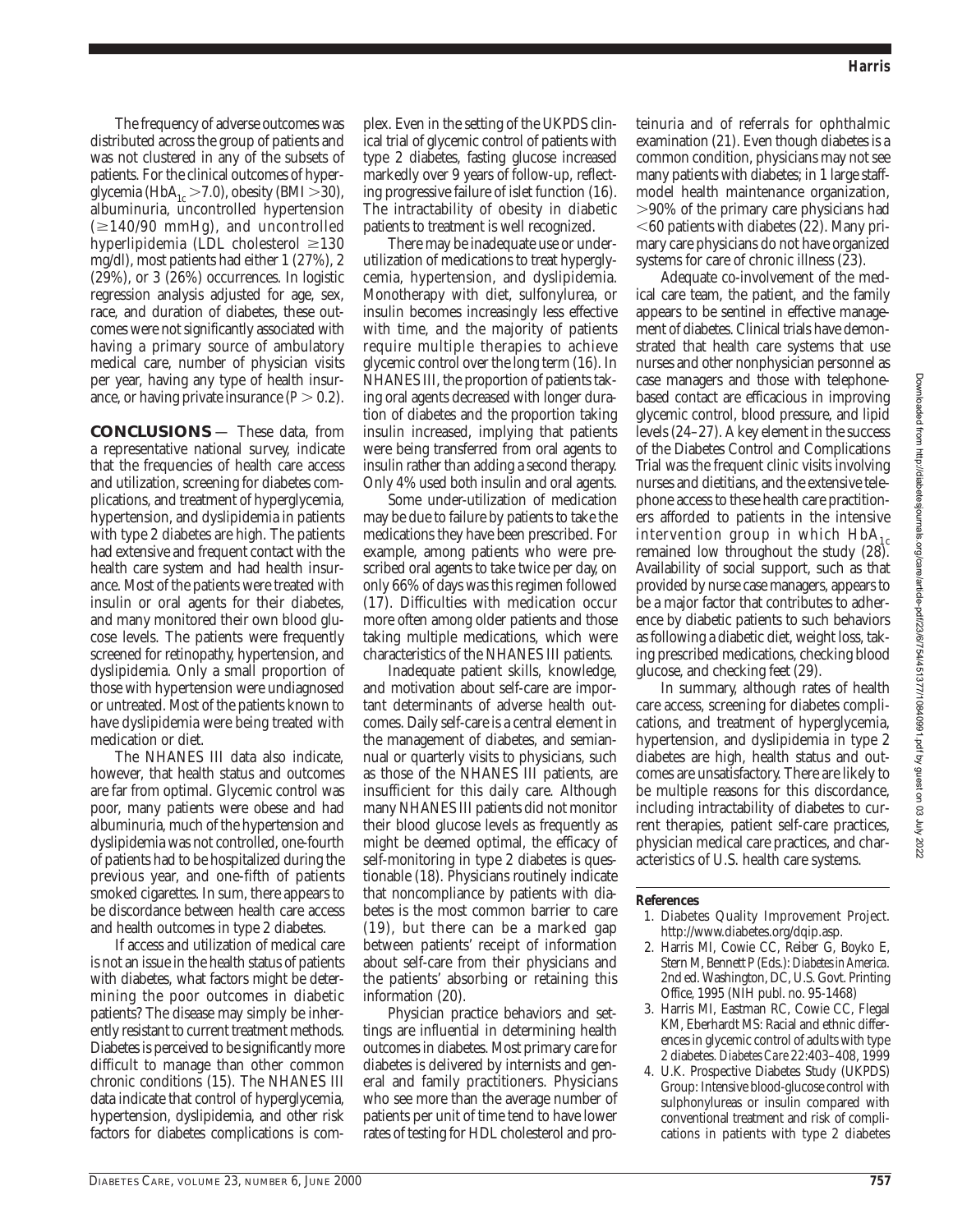The frequency of adverse outcomes was distributed across the group of patients and was not clustered in any of the subsets of patients. For the clinical outcomes of hyperglycemia ($HbA_{1c}$ >7.0), obesity (BMI >30), albuminuria, uncontrolled hypertension (≥140/90 mmHg), and uncontrolled hyperlipidemia (LDL cholesterol ≥130 mg/dl), most patients had either 1 (27%), 2 (29%), or 3 (26%) occurrences. In logistic regression analysis adjusted for age, sex, race, and duration of diabetes, these outcomes were not significantly associated with having a primary source of ambulatory medical care, number of physician visits per year, having any type of health insurance, or having private insurance ($P > 0.2$).

**CONCLUSIONS** — These data, from a representative national survey, indicate that the frequencies of health care access and utilization, screening for diabetes complications, and treatment of hyperglycemia, hypertension, and dyslipidemia in patients with type 2 diabetes are high. The patients had extensive and frequent contact with the health care system and had health insurance. Most of the patients were treated with insulin or oral agents for their diabetes, and many monitored their own blood glucose levels. The patients were frequently screened for retinopathy, hypertension, and dyslipidemia. Only a small proportion of those with hypertension were undiagnosed or untreated. Most of the patients known to have dyslipidemia were being treated with medication or diet.

The NHANES III data also indicate, however, that health status and outcomes are far from optimal. Glycemic control was poor, many patients were obese and had albuminuria, much of the hypertension and dyslipidemia was not controlled, one-fourth of patients had to be hospitalized during the previous year, and one-fifth of patients smoked cigarettes. In sum, there appears to be discordance between health care access and health outcomes in type 2 diabetes.

If access and utilization of medical care is not an issue in the health status of patients with diabetes, what factors might be determining the poor outcomes in diabetic patients? The disease may simply be inherently resistant to current treatment methods. Diabetes is perceived to be significantly more difficult to manage than other common chronic conditions (15). The NHANES III data indicate that control of hyperglycemia, hypertension, dyslipidemia, and other risk factors for diabetes complications is complex. Even in the setting of the UKPDS clinical trial of glycemic control of patients with type 2 diabetes, fasting glucose increased markedly over 9 years of follow-up, reflecting progressive failure of islet function (16). The intractability of obesity in diabetic patients to treatment is well recognized.

There may be inadequate use or underutilization of medications to treat hyperglycemia, hypertension, and dyslipidemia. Monotherapy with diet, sulfonylurea, or insulin becomes increasingly less effective with time, and the majority of patients require multiple therapies to achieve glycemic control over the long term (16). In NHANES III, the proportion of patients taking oral agents decreased with longer duration of diabetes and the proportion taking insulin increased, implying that patients were being transferred from oral agents to insulin rather than adding a second therapy. Only 4% used both insulin and oral agents.

Some under-utilization of medication may be due to failure by patients to take the medications they have been prescribed. For example, among patients who were prescribed oral agents to take twice per day, on only 66% of days was this regimen followed (17). Difficulties with medication occur more often among older patients and those taking multiple medications, which were characteristics of the NHANES III patients.

Inadequate patient skills, knowledge, and motivation about self-care are important determinants of adverse health outcomes. Daily self-care is a central element in the management of diabetes, and semiannual or quarterly visits to physicians, such as those of the NHANES III patients, are insufficient for this daily care. Although many NHANES III patients did not monitor their blood glucose levels as frequently as might be deemed optimal, the efficacy of self-monitoring in type 2 diabetes is questionable (18). Physicians routinely indicate that noncompliance by patients with diabetes is the most common barrier to care (19), but there can be a marked gap between patients' receipt of information about self-care from their physicians and the patients' absorbing or retaining this information (20).

Physician practice behaviors and settings are influential in determining health outcomes in diabetes. Most primary care for diabetes is delivered by internists and general and family practitioners. Physicians who see more than the average number of patients per unit of time tend to have lower rates of testing for HDL cholesterol and proteinuria and of referrals for ophthalmic examination (21). Even though diabetes is a common condition, physicians may not see many patients with diabetes; in 1 large staff-model health maintenance organization, >90% of the primary care physicians had <60 patients with diabetes (22). Many primary care physicians do not have organized systems for care of chronic illness (23).

Adequate co-involvement of the medical care team, the patient, and the family appears to be sentinel in effective management of diabetes. Clinical trials have demonstrated that health care systems that use nurses and other nonphysician personnel as case managers and those with telephone-based contact are efficacious in improving glycemic control, blood pressure, and lipid levels (24–27). A key element in the success of the Diabetes Control and Complications Trial was the frequent clinic visits involving nurses and dietitians, and the extensive telephone access to these health care practitioners afforded to patients in the intensive intervention group in which $HbA_{1c}$ remained low throughout the study (28). Availability of social support, such as that provided by nurse case managers, appears to be a major factor that contributes to adherence by diabetic patients to such behaviors as following a diabetic diet, weight loss, taking prescribed medications, checking blood glucose, and checking feet (29).

In summary, although rates of health care access, screening for diabetes complications, and treatment of hyperglycemia, hypertension, and dyslipidemia in type 2 diabetes are high, health status and outcomes are unsatisfactory. There are likely to be multiple reasons for this discordance, including intractability of diabetes to current therapies, patient self-care practices, physician medical care practices, and characteristics of U.S. health care systems.

#### References

1. Diabetes Quality Improvement Project. http://www.diabetes.org/dqip.asp.
2. Harris MI, Cowie CC, Reiber G, Boyko E, Stern M, Bennett P (Eds.): *Diabetes in America*. 2nd ed. Washington, DC, U.S. Govt. Printing Office, 1995 (NIH publ. no. 95-1468)
3. Harris MI, Eastman RC, Cowie CC, Flegal KM, Eberhardt MS: Racial and ethnic differences in glycemic control of adults with type 2 diabetes. *Diabetes Care* 22:403–408, 1999
4. U.K. Prospective Diabetes Study (UKPDS) Group: Intensive blood-glucose control with sulphonylureas or insulin compared with conventional treatment and risk of complications in patients with type 2 diabetes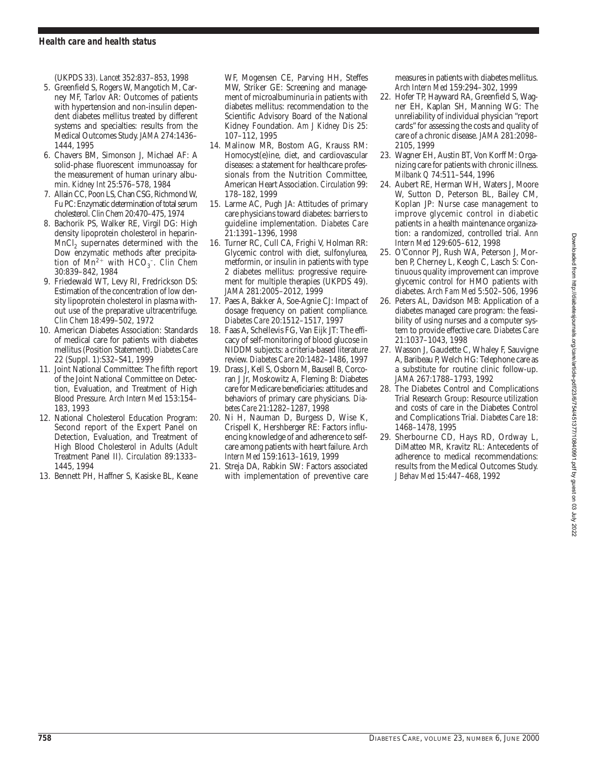(UKPDS 33). *Lancet* 352:837–853, 1998

5. Greenfield S, Rogers W, Mangotich M, Carney MF, Tarlov AR: Outcomes of patients with hypertension and non-insulin dependent diabetes mellitus treated by different systems and specialties: results from the Medical Outcomes Study. *JAMA* 274:1436–1444, 1995
6. Chavers BM, Simonson J, Michael AF: A solid-phase fluorescent immunoassay for the measurement of human urinary albumin. *Kidney Int* 25:576–578, 1984
7. Allain CC, Poon LS, Chan CSG, Richmond W, Fu PC: Enzymatic determination of total serum cholesterol. *Clin Chem* 20:470–475, 1974
8. Bachorik PS, Walker RE, Virgil DG: High density lipoprotein cholesterol in heparin-$MnCl_2$ supernates determined with the Dow enzymatic methods after precipitation of $Mn^{2+}$ with $HCO_3^-$. *Clin Chem* 30:839–842, 1984
9. Friedewald WT, Levy RI, Fredrickson DS: Estimation of the concentration of low density lipoprotein cholesterol in plasma without use of the preparative ultracentrifuge. *Clin Chem* 18:499–502, 1972
10. American Diabetes Association: Standards of medical care for patients with diabetes mellitus (Position Statement). *Diabetes Care* 22 (Suppl. 1):S32–S41, 1999
11. Joint National Committee: The fifth report of the Joint National Committee on Detection, Evaluation, and Treatment of High Blood Pressure. *Arch Intern Med* 153:154–183, 1993
12. National Cholesterol Education Program: Second report of the Expert Panel on Detection, Evaluation, and Treatment of High Blood Cholesterol in Adults (Adult Treatment Panel II). *Circulation* 89:1333–1445, 1994
13. Bennett PH, Haffner S, Kasiske BL, Keane WF, Mogensen CE, Parving HH, Steffes MW, Striker GE: Screening and management of microalbuminuria in patients with diabetes mellitus: recommendation to the Scientific Advisory Board of the National Kidney Foundation. *Am J Kidney Dis* 25:107–112, 1995
14. Malinow MR, Bostom AG, Krauss RM: Homocyst(e)ine, diet, and cardiovascular diseases: a statement for healthcare professionals from the Nutrition Committee, American Heart Association. *Circulation* 99:178–182, 1999
15. Larme AC, Pugh JA: Attitudes of primary care physicians toward diabetes: barriers to guideline implementation. *Diabetes Care* 21:1391–1396, 1998
16. Turner RC, Cull CA, Frighi V, Holman RR: Glycemic control with diet, sulfonylurea, metformin, or insulin in patients with type 2 diabetes mellitus: progressive requirement for multiple therapies (UKPDS 49). *JAMA* 281:2005–2012, 1999
17. Paes A, Bakker A, Soe-Agnie CJ: Impact of dosage frequency on patient compliance. *Diabetes Care* 20:1512–1517, 1997
18. Faas A, Schellevis FG, Van Eijk JT: The efficacy of self-monitoring of blood glucose in NIDDM subjects: a criteria-based literature review. *Diabetes Care* 20:1482–1486, 1997
19. Drass J, Kell S, Osborn M, Bausell B, Corcoran J Jr, Moskowitz A, Fleming B: Diabetes care for Medicare beneficiaries: attitudes and behaviors of primary care physicians. *Diabetes Care* 21:1282–1287, 1998
20. Ni H, Nauman D, Burgess D, Wise K, Crispell K, Hershberger RE: Factors influencing knowledge of and adherence to self-care among patients with heart failure. *Arch Intern Med* 159:1613–1619, 1999
21. Streja DA, Rabkin SW: Factors associated with implementation of preventive care measures in patients with diabetes mellitus. *Arch Intern Med* 159:294–302, 1999
22. Hofer TP, Hayward RA, Greenfield S, Wagner EH, Kaplan SH, Manning WG: The unreliability of individual physician "report cards" for assessing the costs and quality of care of a chronic disease. *JAMA* 281:2098–2105, 1999
23. Wagner EH, Austin BT, Von Korff M: Organizing care for patients with chronic illness. *Milbank Q* 74:511–544, 1996
24. Aubert RE, Herman WH, Waters J, Moore W, Sutton D, Peterson BL, Bailey CM, Koplan JP: Nurse case management to improve glycemic control in diabetic patients in a health maintenance organization: a randomized, controlled trial. *Ann Intern Med* 129:605–612, 1998
25. O'Connor PJ, Rush WA, Peterson J, Morben P, Cherney L, Keogh C, Lasch S: Continuous quality improvement can improve glycemic control for HMO patients with diabetes. *Arch Fam Med* 5:502–506, 1996
26. Peters AL, Davidson MB: Application of a diabetes managed care program: the feasibility of using nurses and a computer system to provide effective care. *Diabetes Care* 21:1037–1043, 1998
27. Wasson J, Gaudette C, Whaley F, Sauvigne A, Baribeau P, Welch HG: Telephone care as a substitute for routine clinic follow-up. *JAMA* 267:1788–1793, 1992
28. The Diabetes Control and Complications Trial Research Group: Resource utilization and costs of care in the Diabetes Control and Complications Trial. *Diabetes Care* 18:1468–1478, 1995
29. Sherbourne CD, Hays RD, Ordway L, DiMatteo MR, Kravitz RL: Antecedents of adherence to medical recommendations: results from the Medical Outcomes Study. *J Behav Med* 15:447–468, 1992